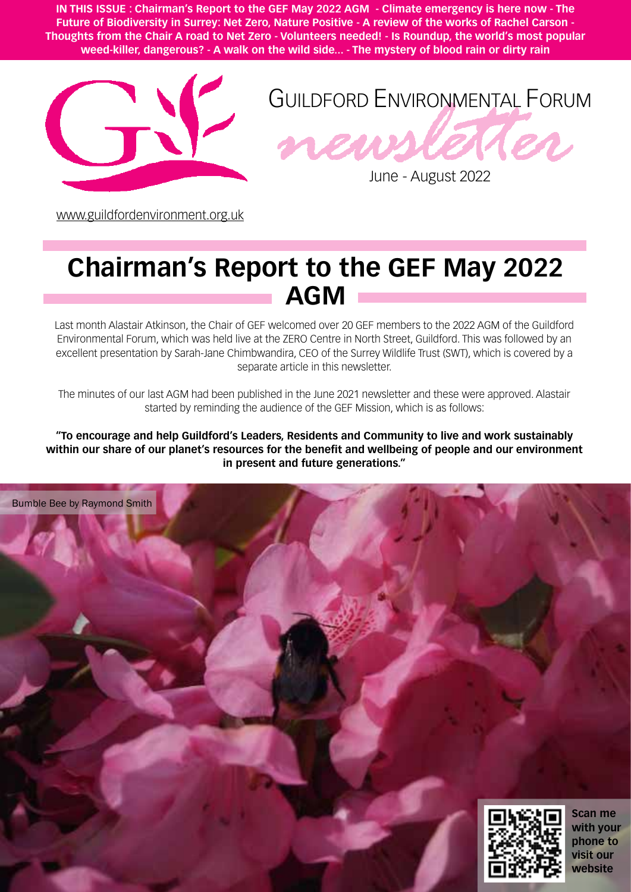**IN THIS ISSUE : Chairman's Report to the GEF May 2022 AGM - Climate emergency is here now - The Future of Biodiversity in Surrey: Net Zero, Nature Positive - A review of the works of Rachel Carson - Thoughts from the Chair A road to Net Zero - Volunteers needed! - Is Roundup, the world's most popular weed-killer, dangerous? - A walk on the wild side... - The mystery of blood rain or dirty rain**

GUILDFORD ENVIRONMENTAL FORUM

newsletter

June - August 2022

www.guildfordenvironment.org.uk

# Chairman's Report to the GEF May 2022 AGM

Last month Alastair Atkinson, the Chair of GEF welcomed over 20 GEF members to the 2022 AGM of the Guildford Environmental Forum, which was held live at the ZERO Centre in North Street, Guildford. This was followed by an excellent presentation by Sarah-Jane Chimbwandira, CEO of the Surrey Wildlife Trust (SWT), which is covered by a separate article in this newsletter.

The minutes of our last AGM had been published in the June 2021 newsletter and these were approved. Alastair started by reminding the audience of the GEF Mission, which is as follows:

**"To encourage and help Guildford's Leaders, Residents and Community to live and work sustainably within our share of our planet's resources for the benefit and wellbeing of people and our environment in present and future generations."**

Bumble Bee by Raymond Smith

**Scan me with your phone to visit our website**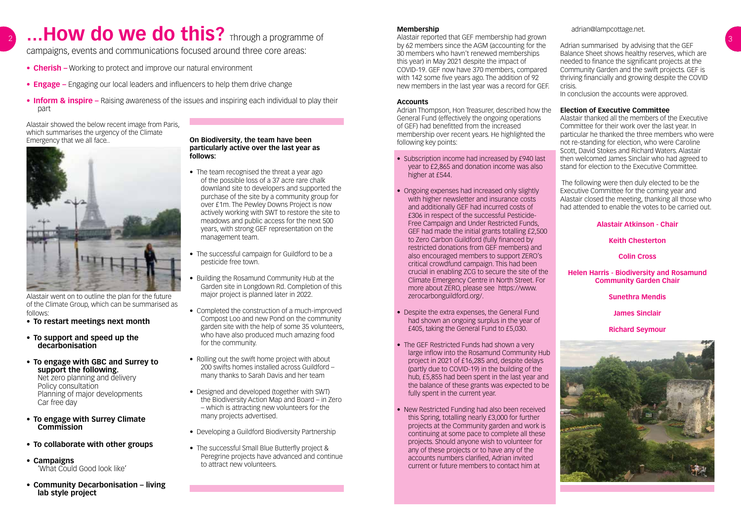# ...How do we do this?

Through a programme of campaigns, events and communications focused around three core areas:

- **Cherish –** Working to protect and improve our natural environment
- **Engage –** Engaging our local leaders and influencers to help them drive change
- **Inform & inspire –** Raising awareness of the issues and inspiring each individual to play their part

Alastair showed the below recent image from Paris, which summarises the urgency of the Climate Emergency that we all face..

Alastair went on to outline the plan for the future of the Climate Group, which can be summarised as follows:

- **To restart meetings next month**
- **To support and speed up the decarbonisation**
- **To engage with GBC and Surrey to support the following.**
  Net zero planning and delivery
  Policy consultation
  Planning of major developments
  Car free day
- **To engage with Surrey Climate Commission**
- **To collaborate with other groups**
- **Campaigns**
  'What Could Good look like'
- **Community Decarbonisation – living lab style project**

**On Biodiversity, the team have been particularly active over the last year as follows:**

- The team recognised the threat a year ago of the possible loss of a 37 acre rare chalk downland site to developers and supported the purchase of the site by a community group for over £1m. The Pewley Downs Project is now actively working with SWT to restore the site to meadows and public access for the next 500 years, with strong GEF representation on the management team.
- The successful campaign for Guildford to be a pesticide free town.
- Building the Rosamund Community Hub at the Garden site in Longdown Rd. Completion of this major project is planned later in 2022.
- Completed the construction of a much-improved Compost Loo and new Pond on the community garden site with the help of some 35 volunteers, who have also produced much amazing food for the community.
- Rolling out the swift home project with about 200 swifts homes installed across Guildford – many thanks to Sarah Davis and her team
- Designed and developed (together with SWT) the Biodiversity Action Map and Board – in Zero – which is attracting new volunteers for the many projects advertised.
- Developing a Guildford Biodiversity Partnership
- The successful Small Blue Butterfly project & Peregrine projects have advanced and continue to attract new volunteers.

**Membership**

Alastair reported that GEF membership had grown by 62 members since the AGM (accounting for the 30 members who havn't renewed memberships this year) in May 2021 despite the impact of COVID-19. GEF now have 370 members, compared with 142 some five years ago. The addition of 92 new members in the last year was a record for GEF.

**Accounts**

Adrian Thompson, Hon Treasurer, described how the General Fund (effectively the ongoing operations of GEF) had benefitted from the increased membership over recent years. He highlighted the following key points:

- Subscription income had increased by £940 last year to £2,865 and donation income was also higher at £544.
- Ongoing expenses had increased only slightly with higher newsletter and insurance costs and additionally GEF had incurred costs of £306 in respect of the successful Pesticide-Free Campaign and Under Restricted Funds, GEF had made the initial grants totalling £2,500 to Zero Carbon Guildford (fully financed by restricted donations from GEF members) and also encouraged members to support ZERO's critical crowdfund campaign. This had been crucial in enabling ZCG to secure the site of the Climate Emergency Centre in North Street. For more about ZERO, please see https://www.zerocarbonguildford.org/.
- Despite the extra expenses, the General Fund had shown an ongoing surplus in the year of £405, taking the General Fund to £5,030.
- The GEF Restricted Funds had shown a very large inflow into the Rosamund Community Hub project in 2021 of £16,285 and, despite delays (partly due to COVID-19) in the building of the hub, £5,855 had been spent in the last year and the balance of these grants was expected to be fully spent in the current year.
- New Restricted Funding had also been received this Spring, totalling nearly £3,000 for further projects at the Community garden and work is continuing at some pace to complete all these projects. Should anyone wish to volunteer for any of these projects or to have any of the accounts numbers clarified, Adrian invited current or future members to contact him at adrian@lampcottage.net.

Adrian summarised by advising that the GEF Balance Sheet shows healthy reserves, which are needed to finance the significant projects at the Community Garden and the swift projects. GEF is thriving financially and growing despite the COVID crisis.
In conclusion the accounts were approved.

**Election of Executive Committee**

Alastair thanked all the members of the Executive Committee for their work over the last year. In particular he thanked the three members who were not re-standing for election, who were Caroline Scott, David Stokes and Richard Waters. Alastair then welcomed James Sinclair who had agreed to stand for election to the Executive Committee.

The following were then duly elected to be the Executive Committee for the coming year and Alastair closed the meeting, thanking all those who had attended to enable the votes to be carried out.

**Alastair Atkinson - Chair**

**Keith Chesterton**

**Colin Cross**

**Helen Harris - Biodiversity and Rosamund Community Garden Chair**

**Sunethra Mendis**

**James Sinclair**

**Richard Seymour**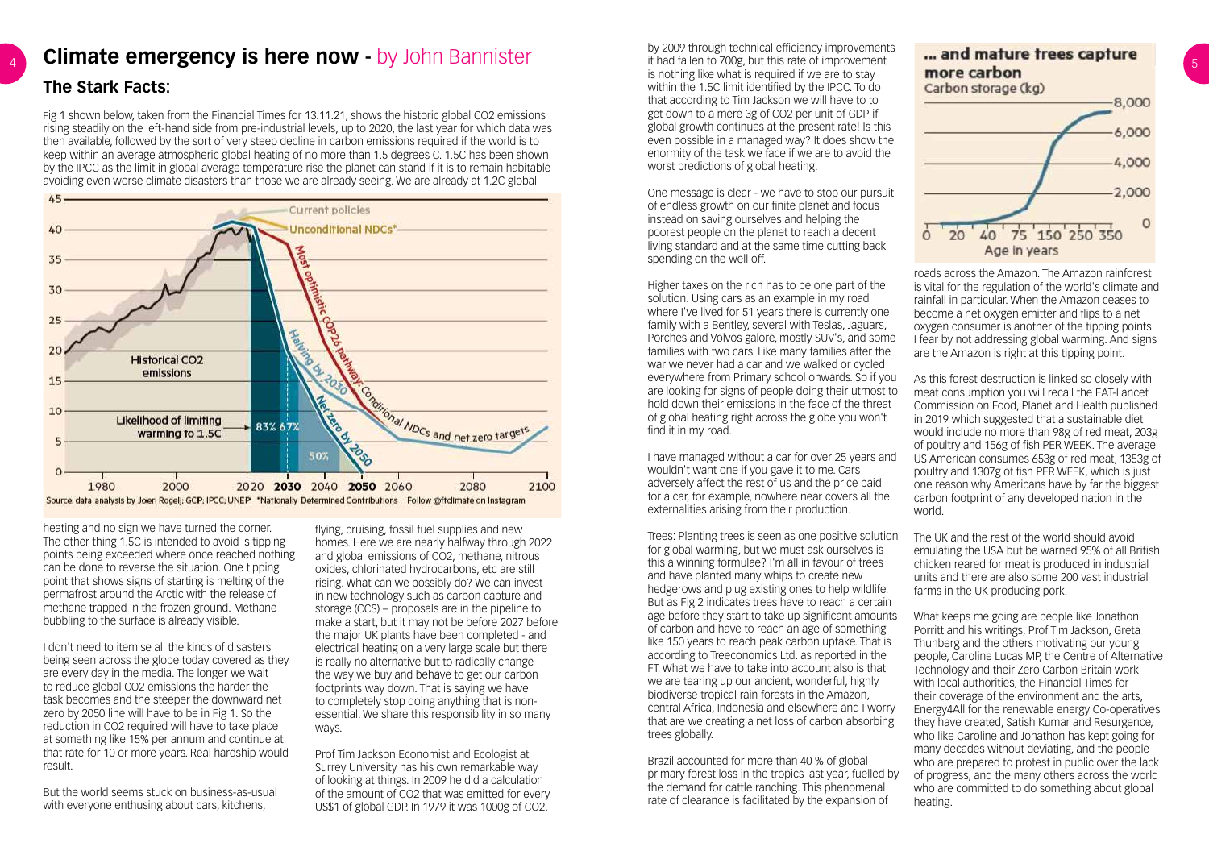# Climate emergency is here now - by John Bannister

## The Stark Facts:

Fig 1 shown below, taken from the Financial Times for 13.11.21, shows the historic global $CO_2$ emissions rising steadily on the left-hand side from pre-industrial levels, up to 2020, the last year for which data was then available, followed by the sort of very steep decline in carbon emissions required if the world is to keep within an average atmospheric global heating of no more than 1.5 degrees C. 1.5C has been shown by the IPCC as the limit in global average temperature rise the planet can stand if it is to remain habitable avoiding even worse climate disasters than those we are already seeing. We are already at 1.2C global heating and no sign we have turned the corner. The other thing 1.5C is intended to avoid is tipping points being exceeded where once reached nothing can be done to reverse the situation. One tipping point that shows signs of starting is melting of the permafrost around the Arctic with the release of methane trapped in the frozen ground. Methane bubbling to the surface is already visible.

I don't need to itemise all the kinds of disasters being seen across the globe today covered as they are every day in the media. The longer we wait to reduce global $CO_2$ emissions the harder the task becomes and the steeper the downward net zero by 2050 line will have to be in Fig 1. So the reduction in $CO_2$ required will have to take place at something like 15% per annum and continue at that rate for 10 or more years. Real hardship would result.

But the world seems stuck on business-as-usual with everyone enthusing about cars, kitchens, flying, cruising, fossil fuel supplies and new homes. Here we are nearly halfway through 2022 and global emissions of $CO_2$, methane, nitrous oxides, chlorinated hydrocarbons, etc are still rising. What can we possibly do? We can invest in new technology such as carbon capture and storage (CCS) – proposals are in the pipeline to make a start, but it may not be before 2027 before the major UK plants have been completed - and electrical heating on a very large scale but there is really no alternative but to radically change the way we buy and behave to get our carbon footprints way down. That is saying we have to completely stop doing anything that is non-essential. We share this responsibility in so many ways.

Prof Tim Jackson Economist and Ecologist at Surrey University has his own remarkable way of looking at things. In 2009 he did a calculation of the amount of $CO_2$ that was emitted for every US$1 of global GDP. In 1979 it was 1000g of $CO_2$, by 2009 through technical efficiency improvements it had fallen to 700g, but this rate of improvement is nothing like what is required if we are to stay within the 1.5C limit identified by the IPCC. To do that according to Tim Jackson we will have to to get down to a mere 3g of $CO_2$ per unit of GDP if global growth continues at the present rate! Is this even possible in a managed way? It does show the enormity of the task we face if we are to avoid the worst predictions of global heating.

One message is clear - we have to stop our pursuit of endless growth on our finite planet and focus instead on saving ourselves and helping the poorest people on the planet to reach a decent living standard and at the same time cutting back spending on the well off.

Higher taxes on the rich has to be one part of the solution. Using cars as an example in my road where I've lived for 51 years there is currently one family with a Bentley, several with Teslas, Jaguars, Porches and Volvos galore, mostly SUV's, and some families with two cars. Like many families after the war we never had a car and we walked or cycled everywhere from Primary school onwards. So if you are looking for signs of people doing their utmost to hold down their emissions in the face of the threat of global heating right across the globe you won't find it in my road.

I have managed without a car for over 25 years and wouldn't want one if you gave it to me. Cars adversely affect the rest of us and the price paid for a car, for example, nowhere near covers all the externalities arising from their production.

Trees: Planting trees is seen as one positive solution for global warming, but we must ask ourselves is this a winning formulae? I'm all in favour of trees and have planted many whips to create new hedgerows and plug existing ones to help wildlife. But as Fig 2 indicates trees have to reach a certain age before they start to take up significant amounts of carbon and have to reach an age of something like 150 years to reach peak carbon uptake. That is according to Treeconomics Ltd. as reported in the FT. What we have to take into account also is that we are tearing up our ancient, wonderful, highly biodiverse tropical rain forests in the Amazon, central Africa, Indonesia and elsewhere and I worry that are we creating a net loss of carbon absorbing trees globally.

Brazil accounted for more than 40 % of global primary forest loss in the tropics last year, fuelled by the demand for cattle ranching. This phenomenal rate of clearance is facilitated by the expansion of roads across the Amazon. The Amazon rainforest is vital for the regulation of the world's climate and rainfall in particular. When the Amazon ceases to become a net oxygen emitter and flips to a net oxygen consumer is another of the tipping points I fear by not addressing global warming. And signs are the Amazon is right at this tipping point.

As this forest destruction is linked so closely with meat consumption you will recall the EAT-Lancet Commission on Food, Planet and Health published in 2019 which suggested that a sustainable diet would include no more than 98g of red meat, 203g of poultry and 156g of fish PER WEEK. The average US American consumes 653g of red meat, 1353g of poultry and 1307g of fish PER WEEK, which is just one reason why Americans have by far the biggest carbon footprint of any developed nation in the world.

The UK and the rest of the world should avoid emulating the USA but be warned 95% of all British chicken reared for meat is produced in industrial units and there are also some 200 vast industrial farms in the UK producing pork.

What keeps me going are people like Jonathon Porritt and his writings, Prof Tim Jackson, Greta Thunberg and the others motivating our young people, Caroline Lucas MP, the Centre of Alternative Technology and their Zero Carbon Britain work with local authorities, the Financial Times for their coverage of the environment and the arts, Energy4All for the renewable energy Co-operatives they have created, Satish Kumar and Resurgence, who like Caroline and Jonathon has kept going for many decades without deviating, and the people who are prepared to protest in public over the lack of progress, and the many others across the world who are committed to do something about global heating.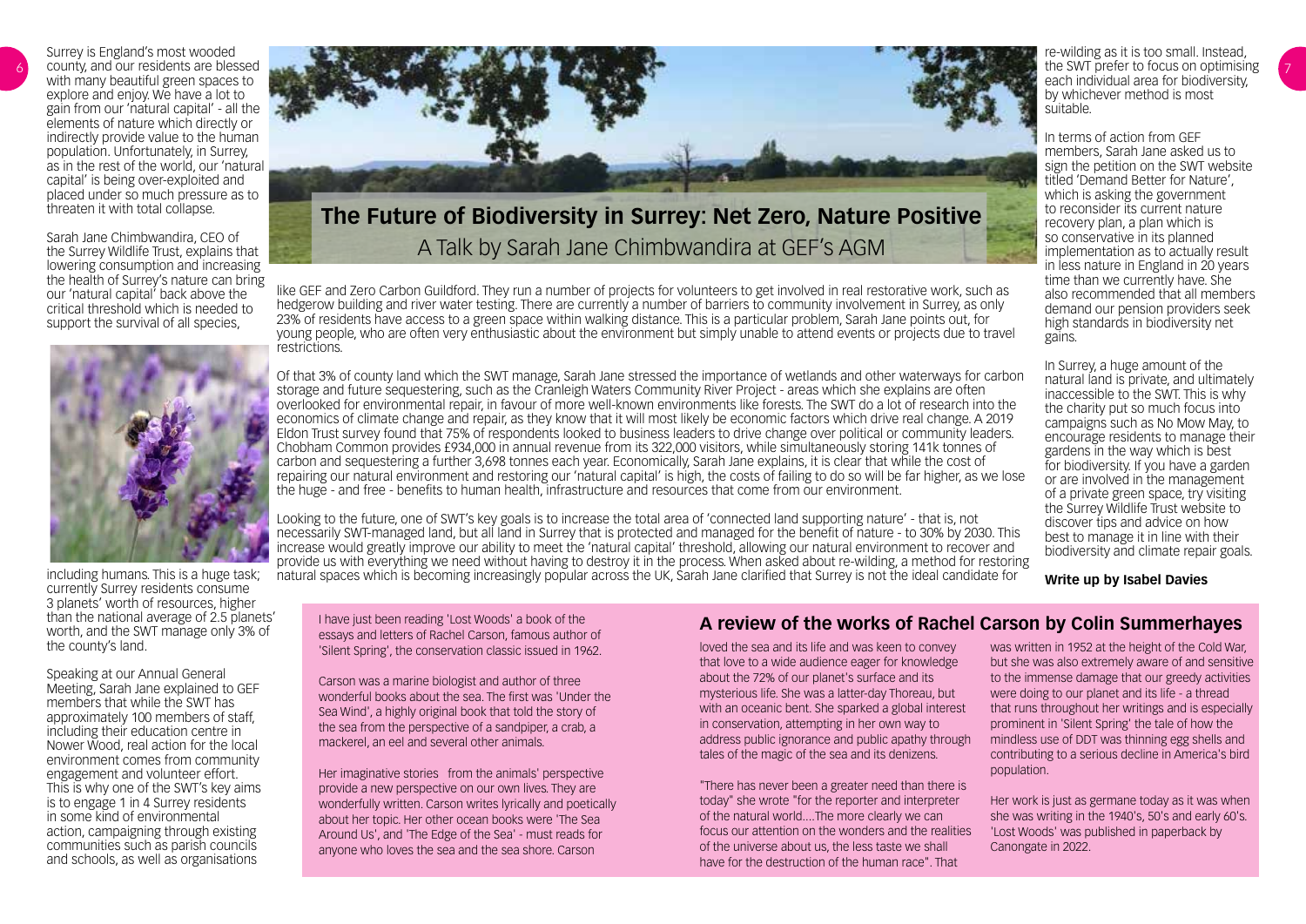# The Future of Biodiversity in Surrey: Net Zero, Nature Positive

## A Talk by Sarah Jane Chimbwandira at GEF's AGM

Surrey is England's most wooded county, and our residents are blessed with many beautiful green spaces to explore and enjoy. We have a lot to gain from our 'natural capital' - all the elements of nature which directly or indirectly provide value to the human population. Unfortunately, in Surrey, as in the rest of the world, our 'natural capital' is being over-exploited and placed under so much pressure as to threaten it with total collapse.

Sarah Jane Chimbwandira, CEO of the Surrey Wildlife Trust, explains that lowering consumption and increasing the health of Surrey's nature can bring our 'natural capital' back above the critical threshold which is needed to support the survival of all species, including humans. This is a huge task; currently Surrey residents consume 3 planets' worth of resources, higher than the national average of 2.5 planets' worth, and the SWT manage only 3% of the county's land.

Speaking at our Annual General Meeting, Sarah Jane explained to GEF members that while the SWT has approximately 100 members of staff, including their education centre in Nower Wood, real action for the local environment comes from community engagement and volunteer effort. This is why one of the SWT's key aims is to engage 1 in 4 Surrey residents in some kind of environmental action, campaigning through existing communities such as parish councils and schools, as well as organisations like GEF and Zero Carbon Guildford. They run a number of projects for volunteers to get involved in real restorative work, such as hedgerow building and river water testing. There are currently a number of barriers to community involvement in Surrey, as only 23% of residents have access to a green space within walking distance. This is a particular problem, Sarah Jane points out, for young people, who are often very enthusiastic about the environment but simply unable to attend events or projects due to travel restrictions.

Of that 3% of county land which the SWT manage, Sarah Jane stressed the importance of wetlands and other waterways for carbon storage and future sequestering, such as the Cranleigh Waters Community River Project - areas which she explains are often overlooked for environmental repair, in favour of more well-known environments like forests. The SWT do a lot of research into the economics of climate change and repair, as they know that it will most likely be economic factors which drive real change. A 2019 Eldon Trust survey found that 75% of respondents looked to business leaders to drive change over political or community leaders. Chobham Common provides £934,000 in annual revenue from its 322,000 visitors, while simultaneously storing 141k tonnes of carbon and sequestering a further 3,698 tonnes each year. Economically, Sarah Jane explains, it is clear that while the cost of repairing our natural environment and restoring our 'natural capital' is high, the costs of failing to do so will be far higher, as we lose the huge - and free - benefits to human health, infrastructure and resources that come from our environment.

Looking to the future, one of SWT's key goals is to increase the total area of 'connected land supporting nature' - that is, not necessarily SWT-managed land, but all land in Surrey that is protected and managed for the benefit of nature - to 30% by 2030. This increase would greatly improve our ability to meet the 'natural capital' threshold, allowing our natural environment to recover and provide us with everything we need without having to destroy it in the process. When asked about re-wilding, a method for restoring natural spaces which is becoming increasingly popular across the UK, Sarah Jane clarified that Surrey is not the ideal candidate for re-wilding as it is too small. Instead, the SWT prefer to focus on optimising each individual area for biodiversity, by whichever method is most suitable.

In terms of action from GEF members, Sarah Jane asked us to sign the petition on the SWT website titled 'Demand Better for Nature', which is asking the government to reconsider its current nature recovery plan, a plan which is so conservative in its planned implementation as to actually result in less nature in England in 20 years time than we currently have. She also recommended that all members demand our pension providers seek high standards in biodiversity net gains.

In Surrey, a huge amount of the natural land is private, and ultimately inaccessible to the SWT. This is why the charity put so much focus into campaigns such as No Mow May, to encourage residents to manage their gardens in the way which is best for biodiversity. If you have a garden or are involved in the management of a private green space, try visiting the Surrey Wildlife Trust website to discover tips and advice on how best to manage it in line with their biodiversity and climate repair goals.

**Write up by Isabel Davies**

## A review of the works of Rachel Carson by Colin Summerhayes

I have just been reading 'Lost Woods' a book of the essays and letters of Rachel Carson, famous author of 'Silent Spring', the conservation classic issued in 1962.

Carson was a marine biologist and author of three wonderful books about the sea. The first was 'Under the Sea Wind', a highly original book that told the story of the sea from the perspective of a sandpiper, a crab, a mackerel, an eel and several other animals.

Her imaginative stories from the animals' perspective provide a new perspective on our own lives. They are wonderfully written. Carson writes lyrically and poetically about her topic. Her other ocean books were 'The Sea Around Us', and 'The Edge of the Sea' - must reads for anyone who loves the sea and the sea shore. Carson loved the sea and its life and was keen to convey that love to a wide audience eager for knowledge about the 72% of our planet's surface and its mysterious life. She was a latter-day Thoreau, but with an oceanic bent. She sparked a global interest in conservation, attempting in her own way to address public ignorance and public apathy through tales of the magic of the sea and its denizens.

"There has never been a greater need than there is today" she wrote "for the reporter and interpreter of the natural world....The more clearly we can focus our attention on the wonders and the realities of the universe about us, the less taste we shall have for the destruction of the human race". That was written in 1952 at the height of the Cold War, but she was also extremely aware of and sensitive to the immense damage that our greedy activities were doing to our planet and its life - a thread that runs throughout her writings and is especially prominent in 'Silent Spring' the tale of how the mindless use of DDT was thinning egg shells and contributing to a serious decline in America's bird population.

Her work is just as germane today as it was when she was writing in the 1940's, 50's and early 60's. 'Lost Woods' was published in paperback by Canongate in 2022.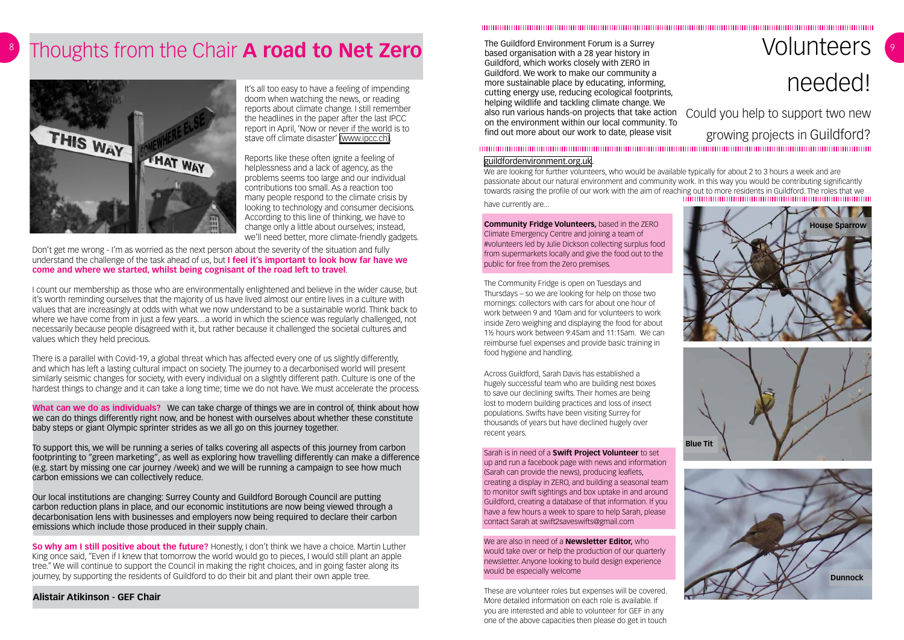# Thoughts from the Chair **A road to Net Zero**

It's all too easy to have a feeling of impending doom when watching the news, or reading reports about climate change. I still remember the headlines in the paper after the last IPCC report in April, 'Now or never if the world is to stave off climate disaster' (www.ipcc.ch).

Reports like these often ignite a feeling of helplessness and a lack of agency, as the problems seems too large and our individual contributions too small. As a reaction too many people respond to the climate crisis by looking to technology and consumer decisions. According to this line of thinking, we have to change only a little about ourselves; instead, we'll need better, more climate-friendly gadgets.

Don't get me wrong - I'm as worried as the next person about the severity of the situation and fully understand the challenge of the task ahead of us, but **I feel it's important to look how far have we come and where we started, whilst being cognisant of the road left to travel**.

I count our membership as those who are environmentally enlightened and believe in the wider cause, but it's worth reminding ourselves that the majority of us have lived almost our entire lives in a culture with values that are increasingly at odds with what we now understand to be a sustainable world. Think back to where we have come from in just a few years…a world in which the science was regularly challenged, not necessarily because people disagreed with it, but rather because it challenged the societal cultures and values which they held precious.

There is a parallel with Covid-19, a global threat which has affected every one of us slightly differently, and which has left a lasting cultural impact on society. The journey to a decarbonised world will present similarly seismic changes for society, with every individual on a slightly different path. Culture is one of the hardest things to change and it can take a long time; time we do not have. We must accelerate the process.

**What can we do as individuals?** We can take charge of things we are in control of, think about how we can do things differently right now, and be honest with ourselves about whether these constitute baby steps or giant Olympic sprinter strides as we all go on this journey together.

To support this, we will be running a series of talks covering all aspects of this journey from carbon footprinting to "green marketing", as well as exploring how travelling differently can make a difference (e.g. start by missing one car journey /week) and we will be running a campaign to see how much carbon emissions we can collectively reduce.

Our local institutions are changing: Surrey County and Guildford Borough Council are putting carbon reduction plans in place, and our economic institutions are now being viewed through a decarbonisation lens with businesses and employers now being required to declare their carbon emissions which include those produced in their supply chain.

**So why am I still positive about the future?** Honestly, I don't think we have a choice. Martin Luther King once said, "Even if I knew that tomorrow the world would go to pieces, I would still plant an apple tree." We will continue to support the Council in making the right choices, and in going faster along its journey, by supporting the residents of Guildford to do their bit and plant their own apple tree.

**Alistair Atikinson - GEF Chair**

# Volunteers needed!

## Could you help to support two new growing projects in Guildford?

The Guildford Environment Forum is a Surrey based organisation with a 28 year history in Guildford, which works closely with ZERO in Guildford. We work to make our community a more sustainable place by educating, informing, cutting energy use, reducing ecological footprints, helping wildlife and tackling climate change. We also run various hands-on projects that take action on the environment within our local community. To find out more about our work to date, please visit guildfordenvironment.org.uk.

We are looking for further volunteers, who would be available typically for about 2 to 3 hours a week and are passionate about our natural environment and community work. In this way you would be contributing significantly towards raising the profile of our work with the aim of reaching out to more residents in Guildford. The roles that we have currently are…

**Community Fridge Volunteers,** based in the ZERO Climate Emergency Centre and joining a team of #volunteers led by Julie Dickson collecting surplus food from supermarkets locally and give the food out to the public for free from the Zero premises.

The Community Fridge is open on Tuesdays and Thursdays – so we are looking for help on those two mornings: collectors with cars for about one hour of work between 9 and 10am and for volunteers to work inside Zero weighing and displaying the food for about 1½ hours work between 9:45am and 11:15am. We can reimburse fuel expenses and provide basic training in food hygiene and handling.

Across Guildford, Sarah Davis has established a hugely successful team who are building nest boxes to save our declining swifts. Their homes are being lost to modern building practices and loss of insect populations. Swifts have been visiting Surrey for thousands of years but have declined hugely over recent years.

Sarah is in need of a **Swift Project Volunteer** to set up and run a facebook page with news and information (Sarah can provide the news), producing leaflets, creating a display in ZERO, and building a seasonal team to monitor swift sightings and box uptake in and around Guildford, creating a database of that information. If you have a few hours a week to spare to help Sarah, please contact Sarah at swift2saveswifts@gmail.com

We are also in need of a **Newsletter Editor,** who would take over or help the production of our quarterly newsletter. Anyone looking to build design experience would be especially welcome

These are volunteer roles but expenses will be covered. More detailed information on each role is available. If you are interested and able to volunteer for GEF in any one of the above capacities then please do get in touch

House Sparrow

Blue Tit

Dunnock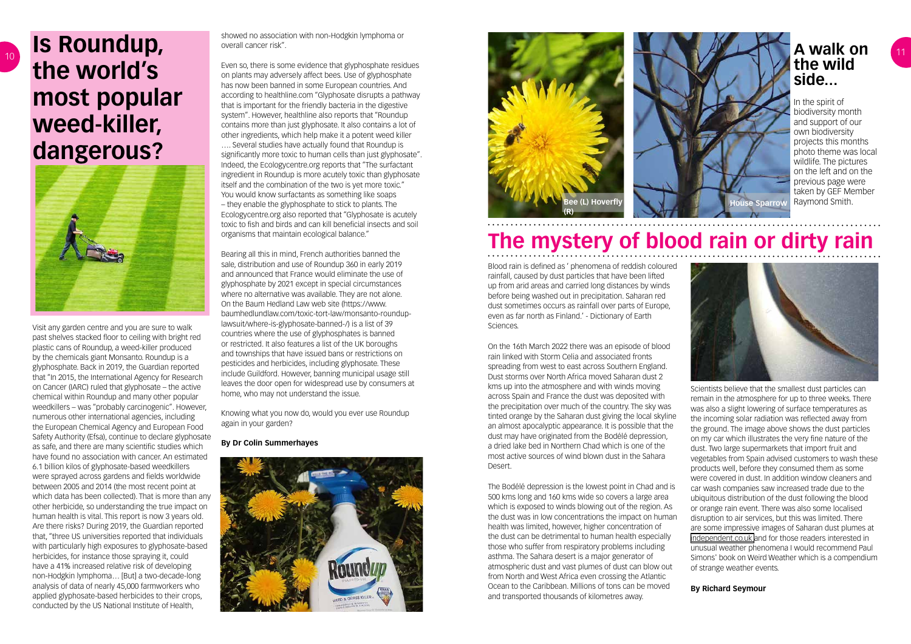# Is Roundup, the world's most popular weed-killer, dangerous?

Visit any garden centre and you are sure to walk past shelves stacked floor to ceiling with bright red plastic cans of Roundup, a weed-killer produced by the chemicals giant Monsanto. Roundup is a glyphosphate. Back in 2019, the Guardian reported that "In 2015, the International Agency for Research on Cancer (IARC) ruled that glyphosate – the active chemical within Roundup and many other popular weedkillers – was "probably carcinogenic". However, numerous other international agencies, including the European Chemical Agency and European Food Safety Authority (Efsa), continue to declare glyphosate as safe, and there are many scientific studies which have found no association with cancer. An estimated 6.1 billion kilos of glyphosate-based weedkillers were sprayed across gardens and fields worldwide between 2005 and 2014 (the most recent point at which data has been collected). That is more than any other herbicide, so understanding the true impact on human health is vital. This report is now 3 years old. Are there risks? During 2019, the Guardian reported that, "three US universities reported that individuals with particularly high exposures to glyphosate-based herbicides, for instance those spraying it, could have a 41% increased relative risk of developing non-Hodgkin lymphoma… [But] a two-decade-long analysis of data of nearly 45,000 farmworkers who applied glyphosate-based herbicides to their crops, conducted by the US National Institute of Health, showed no association with non-Hodgkin lymphoma or overall cancer risk".

Even so, there is some evidence that glyphosphate residues on plants may adversely affect bees. Use of glyphosphate has now been banned in some European countries. And according to healthline.com "Glyphosate disrupts a pathway that is important for the friendly bacteria in the digestive system". However, healthline also reports that "Roundup contains more than just glyphosate. It also contains a lot of other ingredients, which help make it a potent weed killer …. Several studies have actually found that Roundup is significantly more toxic to human cells than just glyphosate". Indeed, the Ecologycentre.org reports that "The surfactant ingredient in Roundup is more acutely toxic than glyphosate itself and the combination of the two is yet more toxic." You would know surfactants as something like soaps – they enable the glyphosphate to stick to plants. The Ecologycentre.org also reported that "Glyphosate is acutely toxic to fish and birds and can kill beneficial insects and soil organisms that maintain ecological balance."

Bearing all this in mind, French authorities banned the sale, distribution and use of Roundup 360 in early 2019 and announced that France would eliminate the use of glyphosphate by 2021 except in special circumstances where no alternative was available. They are not alone. On the Baum Hedland Law web site (https://www.baumhedlundlaw.com/toxic-tort-law/monsanto-roundup-lawsuit/where-is-glyphosate-banned-/) is a list of 39 countries where the use of glyphosphates is banned or restricted. It also features a list of the UK boroughs and townships that have issued bans or restrictions on pesticides and herbicides, including glyphosate. These include Guildford. However, banning municipal usage still leaves the door open for widespread use by consumers at home, who may not understand the issue.

Knowing what you now do, would you ever use Roundup again in your garden?

**By Dr Colin Summerhayes**

## A walk on the wild side...

Bee (L) Hoverfly (R)

House Sparrow

In the spirit of biodiversity month and support of our own biodiversity projects this months photo theme was local wildlife. The pictures on the left and on the previous page were taken by GEF Member Raymond Smith.

# The mystery of blood rain or dirty rain

Blood rain is defined as ' phenomena of reddish coloured rainfall, caused by dust particles that have been lifted up from arid areas and carried long distances by winds before being washed out in precipitation. Saharan red dust sometimes occurs as rainfall over parts of Europe, even as far north as Finland.' - Dictionary of Earth Sciences.

On the 16th March 2022 there was an episode of blood rain linked with Storm Celia and associated fronts spreading from west to east across Southern England. Dust storms over North Africa moved Saharan dust 2 kms up into the atmosphere and with winds moving across Spain and France the dust was deposited with the precipitation over much of the country. The sky was tinted orange by the Saharan dust giving the local skyline an almost apocalyptic appearance. It is possible that the dust may have originated from the Bodélé depression, a dried lake bed in Northern Chad which is one of the most active sources of wind blown dust in the Sahara Desert.

The Bodélé depression is the lowest point in Chad and is 500 kms long and 160 kms wide so covers a large area which is exposed to winds blowing out of the region. As the dust was in low concentrations the impact on human health was limited, however, higher concentration of the dust can be detrimental to human health especially those who suffer from respiratory problems including asthma. The Sahara desert is a major generator of atmospheric dust and vast plumes of dust can blow out from North and West Africa even crossing the Atlantic Ocean to the Caribbean. Millions of tons can be moved and transported thousands of kilometres away.

Scientists believe that the smallest dust particles can remain in the atmosphere for up to three weeks. There was also a slight lowering of surface temperatures as the incoming solar radiation was reflected away from the ground. The image above shows the dust particles on my car which illustrates the very fine nature of the dust. Two large supermarkets that import fruit and vegetables from Spain advised customers to wash these products well, before they consumed them as some were covered in dust. In addition window cleaners and car wash companies saw increased trade due to the ubiquitous distribution of the dust following the blood or orange rain event. There was also some localised disruption to air services, but this was limited. There are some impressive images of Saharan dust plumes at independent.co.uk and for those readers interested in unusual weather phenomena I would recommend Paul Simons' book on Weird Weather which is a compendium of strange weather events.

**By Richard Seymour**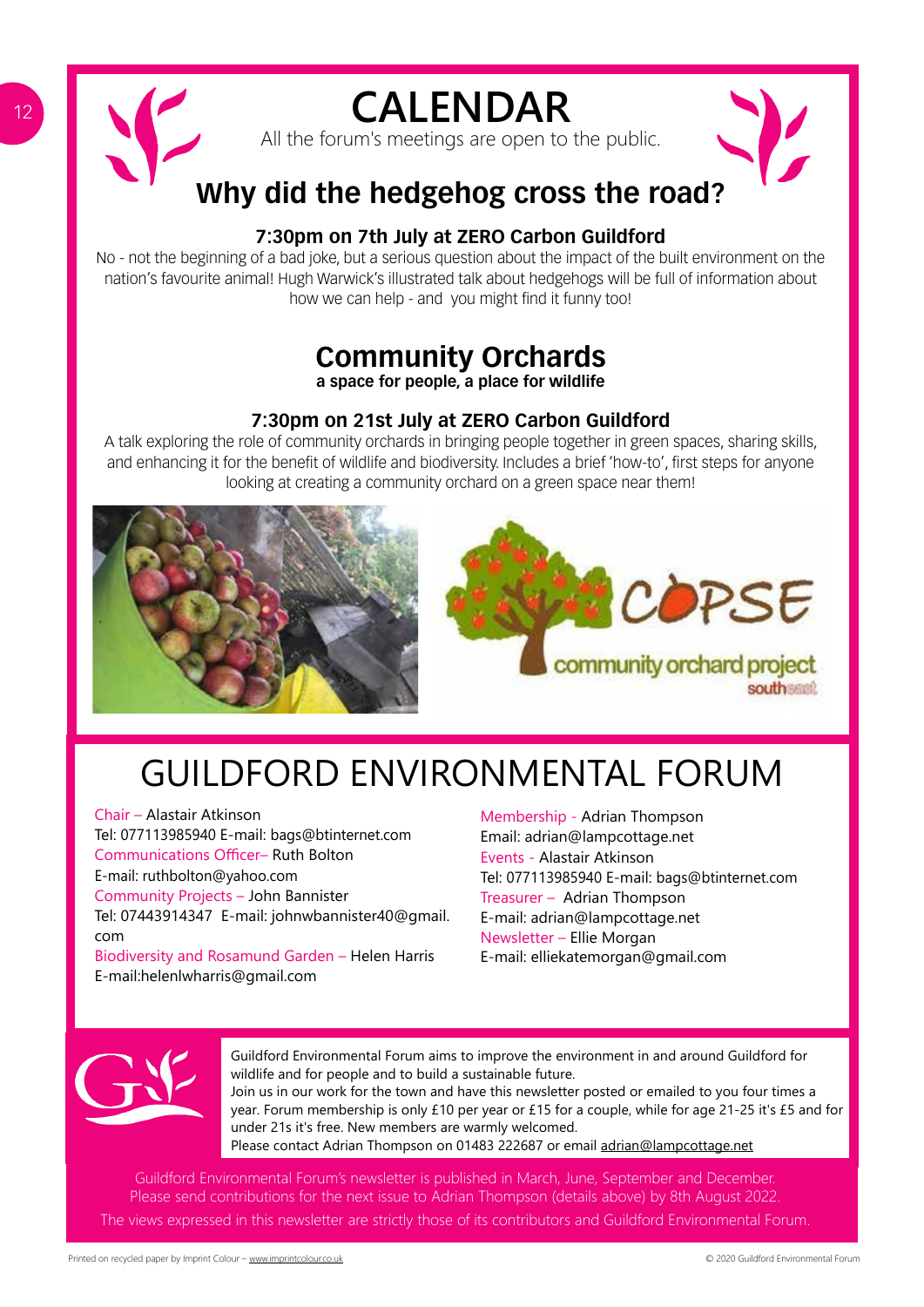# CALENDAR

All the forum's meetings are open to the public.

## Why did the hedgehog cross the road?

### 7:30pm on 7th July at ZERO Carbon Guildford

No - not the beginning of a bad joke, but a serious question about the impact of the built environment on the nation's favourite animal! Hugh Warwick's illustrated talk about hedgehogs will be full of information about how we can help - and you might find it funny too!

## Community Orchards

**a space for people, a place for wildlife**

### 7:30pm on 21st July at ZERO Carbon Guildford

A talk exploring the role of community orchards in bringing people together in green spaces, sharing skills, and enhancing it for the benefit of wildlife and biodiversity. Includes a brief 'how-to', first steps for anyone looking at creating a community orchard on a green space near them!

COPSE
community orchard project
southeast

# GUILDFORD ENVIRONMENTAL FORUM

Chair – Alastair Atkinson
Tel: 077113985940 E-mail: bags@btinternet.com

Communications Officer– Ruth Bolton
E-mail: ruthbolton@yahoo.com

Community Projects – John Bannister
Tel: 07443914347 E-mail: johnwbannister40@gmail.com

Biodiversity and Rosamund Garden – Helen Harris
E-mail:helenlwharris@gmail.com

Membership - Adrian Thompson
Email: adrian@lampcottage.net

Events - Alastair Atkinson
Tel: 077113985940 E-mail: bags@btinternet.com

Treasurer – Adrian Thompson
E-mail: adrian@lampcottage.net

Newsletter – Ellie Morgan
E-mail: elliekatemorgan@gmail.com

Guildford Environmental Forum aims to improve the environment in and around Guildford for wildlife and for people and to build a sustainable future.
Join us in our work for the town and have this newsletter posted or emailed to you four times a year. Forum membership is only £10 per year or £15 for a couple, while for age 21-25 it's £5 and for under 21s it's free. New members are warmly welcomed.
Please contact Adrian Thompson on 01483 222687 or email adrian@lampcottage.net

Guildford Environmental Forum's newsletter is published in March, June, September and December.
Please send contributions for the next issue to Adrian Thompson (details above) by 8th August 2022.
The views expressed in this newsletter are strictly those of its contributors and Guildford Environmental Forum.

Printed on recycled paper by Imprint Colour – www.imprintcolour.co.uk

© 2020 Guildford Environmental Forum